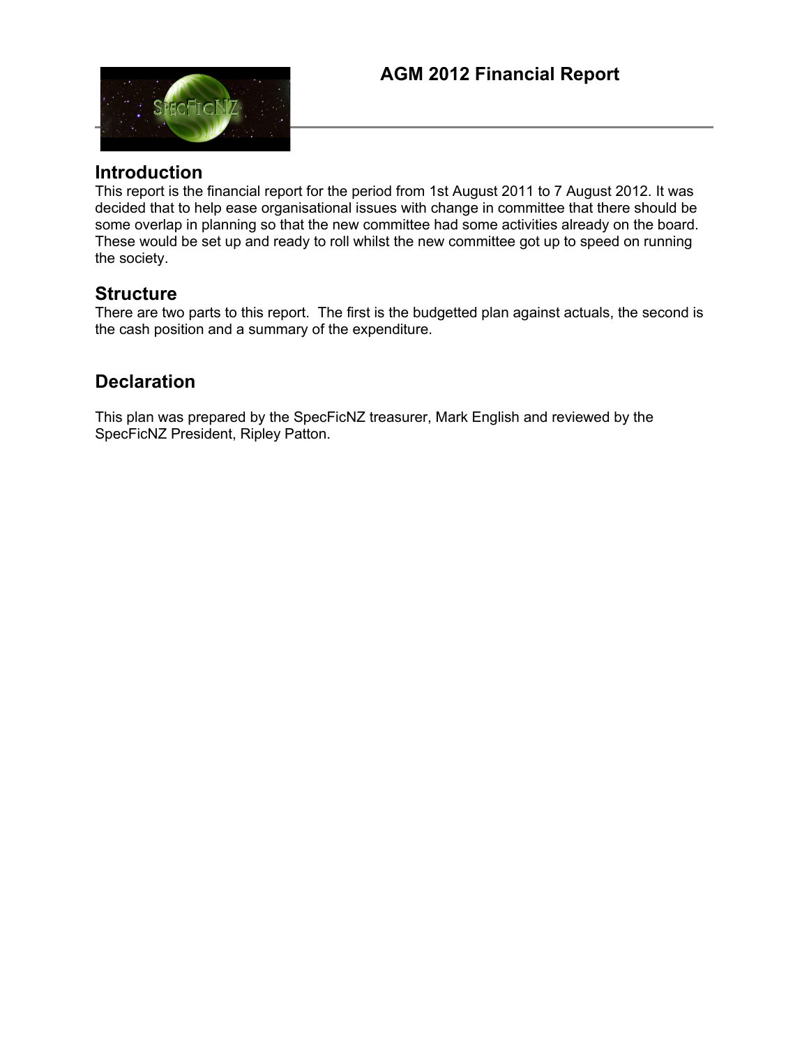# AGM 2012 Financial Report

## Introduction

This report is the financial report for the period from 1st August 2011 to 7 August 2012. It was decided that to help ease organisational issues with change in committee that there should be some overlap in planning so that the new committee had some activities already on the board. These would be set up and ready to roll whilst the new committee got up to speed on running the society.

## Structure

There are two parts to this report. The first is the budgetted plan against actuals, the second is the cash position and a summary of the expenditure.

## Declaration

This plan was prepared by the SpecFicNZ treasurer, Mark English and reviewed by the SpecFicNZ President, Ripley Patton.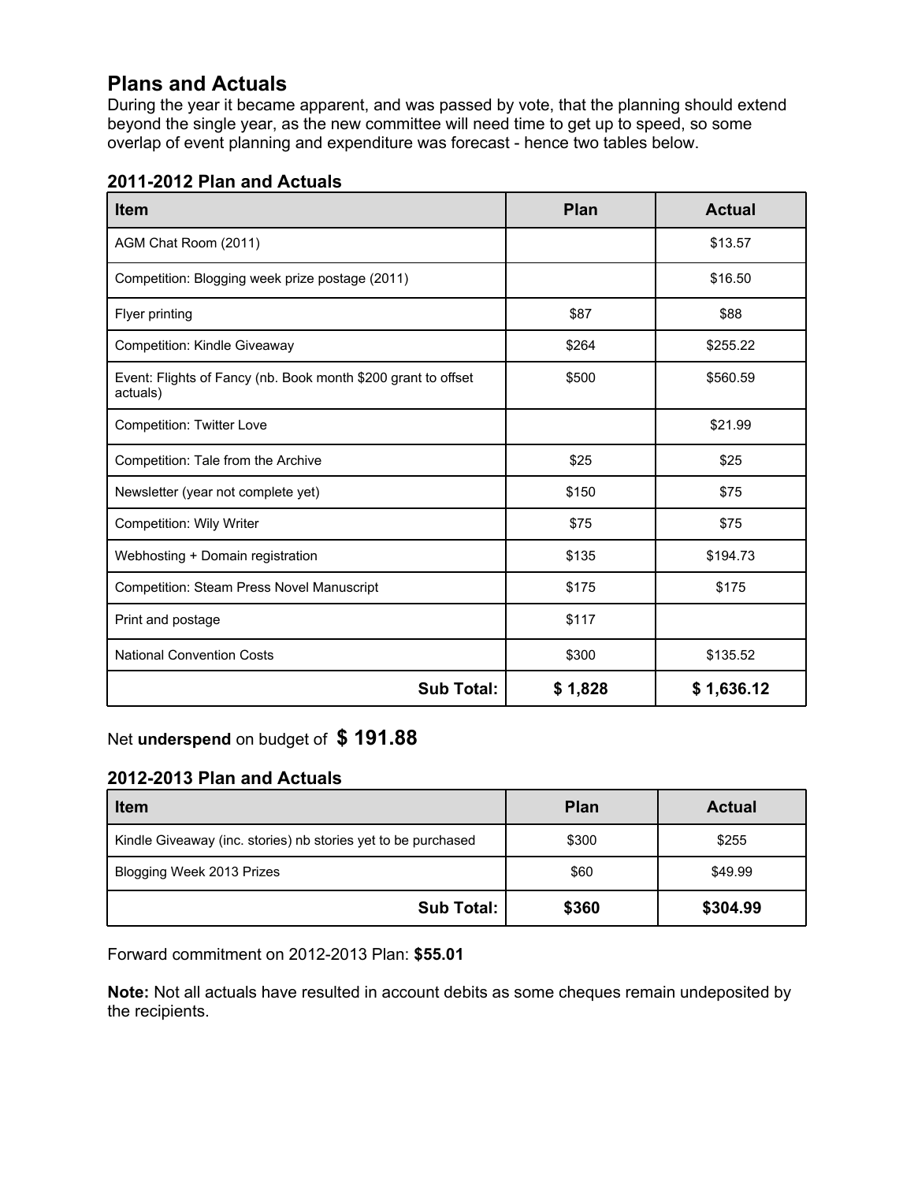## Plans and Actuals

During the year it became apparent, and was passed by vote, that the planning should extend beyond the single year, as the new committee will need time to get up to speed, so some overlap of event planning and expenditure was forecast - hence two tables below.

### 2011-2012 Plan and Actuals

| Item | Plan | Actual |
|---|---|---|
| AGM Chat Room (2011) | | $13.57 |
| Competition: Blogging week prize postage (2011) | | $16.50 |
| Flyer printing | $87 | $88 |
| Competition: Kindle Giveaway | $264 | $255.22 |
| Event: Flights of Fancy (nb. Book month $200 grant to offset actuals) | $500 | $560.59 |
| Competition: Twitter Love | | $21.99 |
| Competition: Tale from the Archive | $25 | $25 |
| Newsletter (year not complete yet) | $150 | $75 |
| Competition: Wily Writer | $75 | $75 |
| Webhosting + Domain registration | $135 | $194.73 |
| Competition: Steam Press Novel Manuscript | $175 | $175 |
| Print and postage | $117 | |
| National Convention Costs | $300 | $135.52 |
| **Sub Total:** | **$ 1,828** | **$ 1,636.12** |

Net **underspend** on budget of **$ 191.88**

### 2012-2013 Plan and Actuals

| Item | Plan | Actual |
|---|---|---|
| Kindle Giveaway (inc. stories) nb stories yet to be purchased | $300 | $255 |
| Blogging Week 2013 Prizes | $60 | $49.99 |
| **Sub Total:** | **$360** | **$304.99** |

Forward commitment on 2012-2013 Plan: **$55.01**

**Note:** Not all actuals have resulted in account debits as some cheques remain undeposited by the recipients.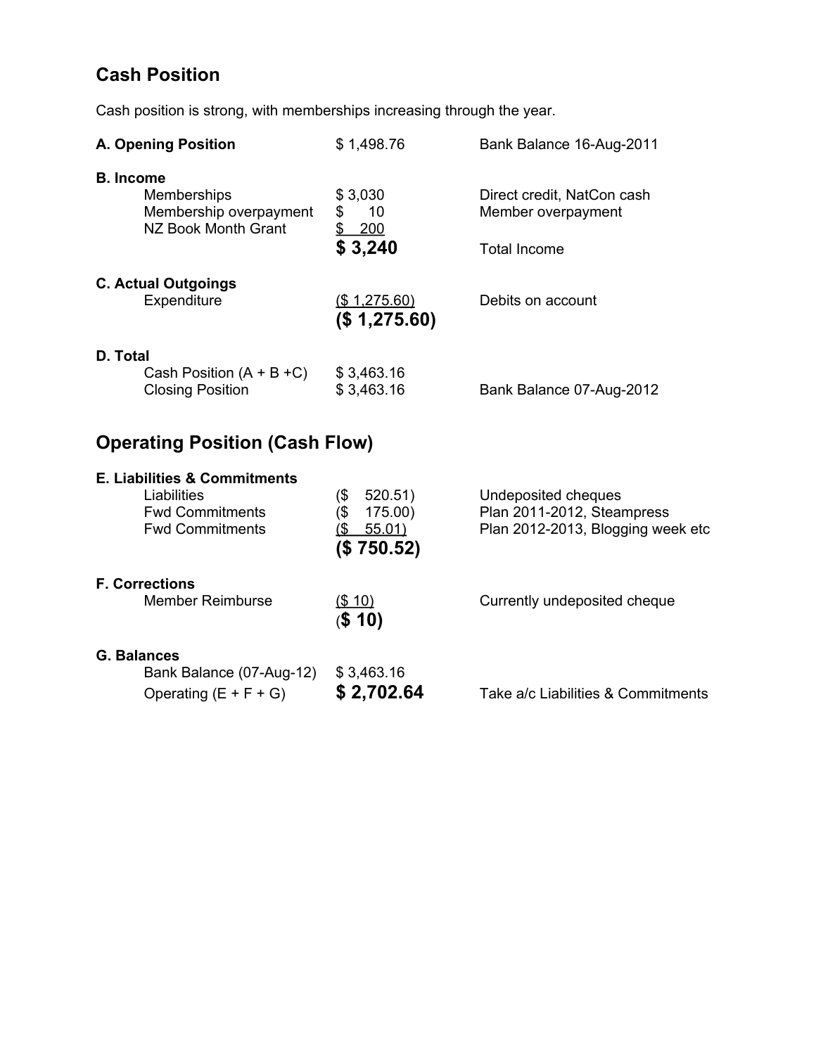## Cash Position

Cash position is strong, with memberships increasing through the year.

| | | |
|---|---|---|
| **A. Opening Position** | $ 1,498.76 | Bank Balance 16-Aug-2011 |
| **B. Income** | | |
| Memberships | $ 3,030 | Direct credit, NatCon cash |
| Membership overpayment | $ 10 | Member overpayment |
| NZ Book Month Grant | $ 200 | |
| | **$ 3,240** | Total Income |
| **C. Actual Outgoings** | | |
| Expenditure | ($ 1,275.60) | Debits on account |
| | **($ 1,275.60)** | |
| **D. Total** | | |
| Cash Position (A + B +C) | $ 3,463.16 | |
| Closing Position | $ 3,463.16 | Bank Balance 07-Aug-2012 |

## Operating Position (Cash Flow)

| | | |
|---|---|---|
| **E. Liabilities & Commitments** | | |
| Liabilities | ($ 520.51) | Undeposited cheques |
| Fwd Commitments | ($ 175.00) | Plan 2011-2012, Steampress |
| Fwd Commitments | ($ 55.01) | Plan 2012-2013, Blogging week etc |
| | **($ 750.52)** | |
| **F. Corrections** | | |
| Member Reimburse | ($ 10) | Currently undeposited cheque |
| | **($ 10)** | |
| **G. Balances** | | |
| Bank Balance (07-Aug-12) | $ 3,463.16 | |
| Operating (E + F + G) | **$ 2,702.64** | Take a/c Liabilities & Commitments |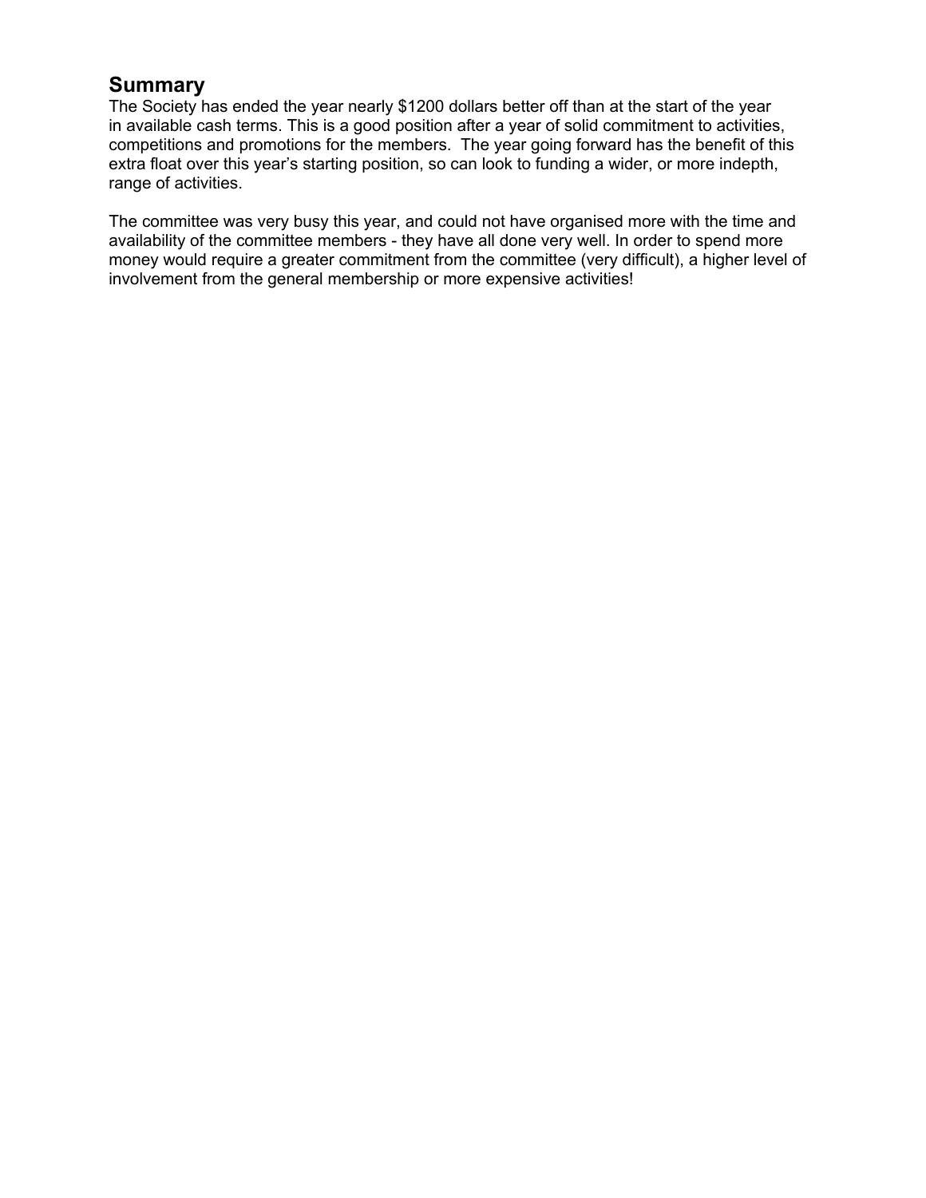## Summary

The Society has ended the year nearly $1200 dollars better off than at the start of the year in available cash terms. This is a good position after a year of solid commitment to activities, competitions and promotions for the members. The year going forward has the benefit of this extra float over this year's starting position, so can look to funding a wider, or more indepth, range of activities.

The committee was very busy this year, and could not have organised more with the time and availability of the committee members - they have all done very well. In order to spend more money would require a greater commitment from the committee (very difficult), a higher level of involvement from the general membership or more expensive activities!